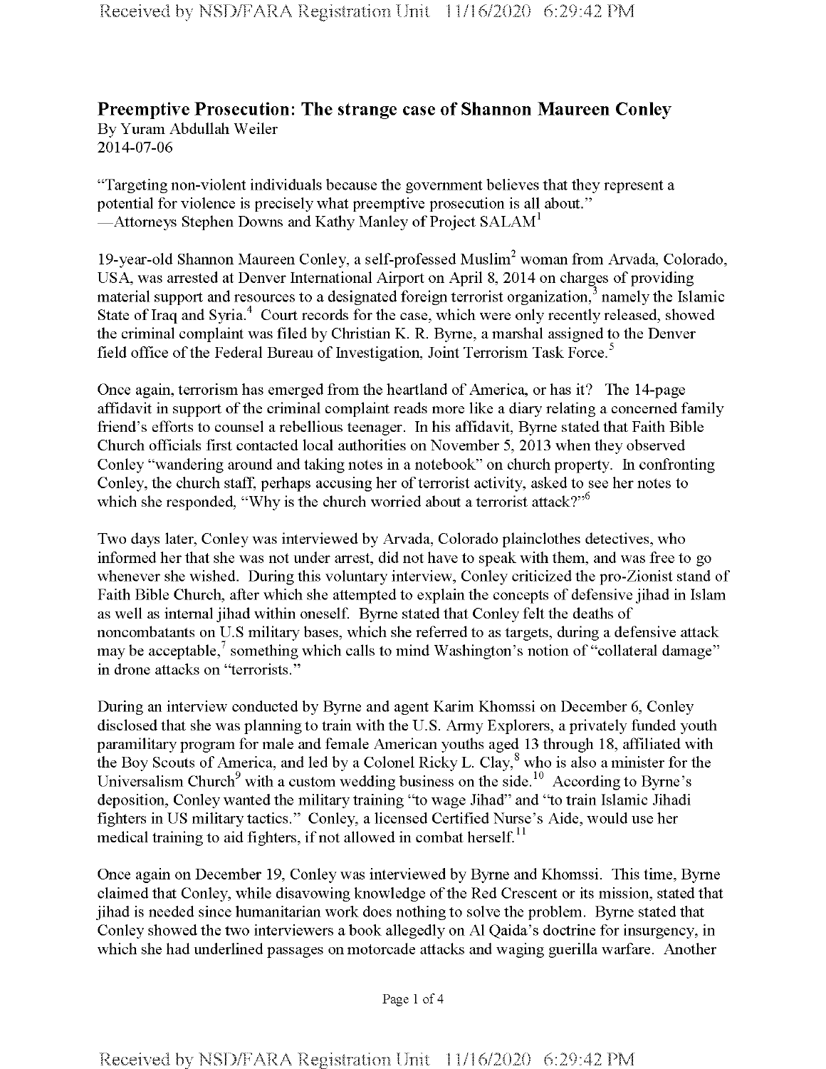# Preemptive Prosecution: The strange case of Shannon Maureen Conley

By Yuram Abdullah Weiler
2014-07-06

"Targeting non-violent individuals because the government believes that they represent a potential for violence is precisely what preemptive prosecution is all about."
—Attorneys Stephen Downs and Kathy Manley of Project SALAM[1]

19-year-old Shannon Maureen Conley, a self-professed Muslim[2] woman from Arvada, Colorado, USA, was arrested at Denver International Airport on April 8, 2014 on charges of providing material support and resources to a designated foreign terrorist organization,[3] namely the Islamic State of Iraq and Syria.[4] Court records for the case, which were only recently released, showed the criminal complaint was filed by Christian K. R. Byrne, a marshal assigned to the Denver field office of the Federal Bureau of Investigation, Joint Terrorism Task Force.[5]

Once again, terrorism has emerged from the heartland of America, or has it? The 14-page affidavit in support of the criminal complaint reads more like a diary relating a concerned family friend's efforts to counsel a rebellious teenager. In his affidavit, Byrne stated that Faith Bible Church officials first contacted local authorities on November 5, 2013 when they observed Conley "wandering around and taking notes in a notebook" on church property. In confronting Conley, the church staff, perhaps accusing her of terrorist activity, asked to see her notes to which she responded, "Why is the church worried about a terrorist attack?"[6]

Two days later, Conley was interviewed by Arvada, Colorado plainclothes detectives, who informed her that she was not under arrest, did not have to speak with them, and was free to go whenever she wished. During this voluntary interview, Conley criticized the pro-Zionist stand of Faith Bible Church, after which she attempted to explain the concepts of defensive jihad in Islam as well as internal jihad within oneself. Byrne stated that Conley felt the deaths of noncombatants on U.S military bases, which she referred to as targets, during a defensive attack may be acceptable,[7] something which calls to mind Washington's notion of "collateral damage" in drone attacks on "terrorists."

During an interview conducted by Byrne and agent Karim Khomssi on December 6, Conley disclosed that she was planning to train with the U.S. Army Explorers, a privately funded youth paramilitary program for male and female American youths aged 13 through 18, affiliated with the Boy Scouts of America, and led by a Colonel Ricky L. Clay,[8] who is also a minister for the Universalism Church[9] with a custom wedding business on the side.[10] According to Byrne's deposition, Conley wanted the military training "to wage Jihad" and "to train Islamic Jihadi fighters in US military tactics." Conley, a licensed Certified Nurse's Aide, would use her medical training to aid fighters, if not allowed in combat herself.[11]

Once again on December 19, Conley was interviewed by Byrne and Khomssi. This time, Byrne claimed that Conley, while disavowing knowledge of the Red Crescent or its mission, stated that jihad is needed since humanitarian work does nothing to solve the problem. Byrne stated that Conley showed the two interviewers a book allegedly on Al Qaida's doctrine for insurgency, in which she had underlined passages on motorcade attacks and waging guerilla warfare. Another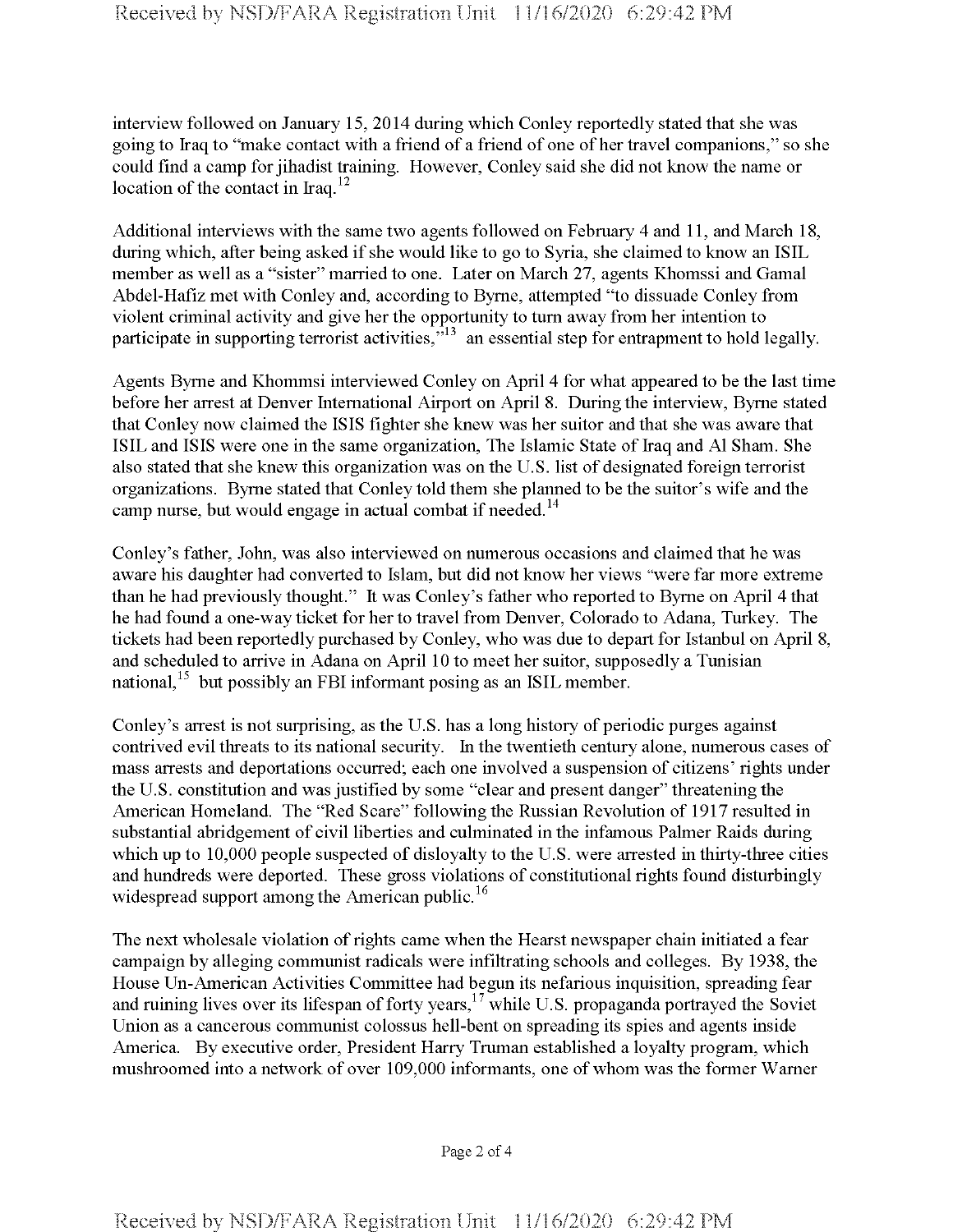interview followed on January 15, 2014 during which Conley reportedly stated that she was going to Iraq to "make contact with a friend of a friend of one of her travel companions," so she could find a camp for jihadist training. However, Conley said she did not know the name or location of the contact in Iraq.[12]

Additional interviews with the same two agents followed on February 4 and 11, and March 18, during which, after being asked if she would like to go to Syria, she claimed to know an ISIL member as well as a "sister" married to one. Later on March 27, agents Khomssi and Gamal Abdel-Hafiz met with Conley and, according to Byrne, attempted "to dissuade Conley from violent criminal activity and give her the opportunity to turn away from her intention to participate in supporting terrorist activities,"[13] an essential step for entrapment to hold legally.

Agents Byrne and Khommsi interviewed Conley on April 4 for what appeared to be the last time before her arrest at Denver International Airport on April 8. During the interview, Byrne stated that Conley now claimed the ISIS fighter she knew was her suitor and that she was aware that ISIL and ISIS were one in the same organization, The Islamic State of Iraq and Al Sham. She also stated that she knew this organization was on the U.S. list of designated foreign terrorist organizations. Byrne stated that Conley told them she planned to be the suitor's wife and the camp nurse, but would engage in actual combat if needed.[14]

Conley's father, John, was also interviewed on numerous occasions and claimed that he was aware his daughter had converted to Islam, but did not know her views "were far more extreme than he had previously thought." It was Conley's father who reported to Byrne on April 4 that he had found a one-way ticket for her to travel from Denver, Colorado to Adana, Turkey. The tickets had been reportedly purchased by Conley, who was due to depart for Istanbul on April 8, and scheduled to arrive in Adana on April 10 to meet her suitor, supposedly a Tunisian national,[15] but possibly an FBI informant posing as an ISIL member.

Conley's arrest is not surprising, as the U.S. has a long history of periodic purges against contrived evil threats to its national security. In the twentieth century alone, numerous cases of mass arrests and deportations occurred; each one involved a suspension of citizens' rights under the U.S. constitution and was justified by some "clear and present danger" threatening the American Homeland. The "Red Scare" following the Russian Revolution of 1917 resulted in substantial abridgement of civil liberties and culminated in the infamous Palmer Raids during which up to 10,000 people suspected of disloyalty to the U.S. were arrested in thirty-three cities and hundreds were deported. These gross violations of constitutional rights found disturbingly widespread support among the American public.[16]

The next wholesale violation of rights came when the Hearst newspaper chain initiated a fear campaign by alleging communist radicals were infiltrating schools and colleges. By 1938, the House Un-American Activities Committee had begun its nefarious inquisition, spreading fear and ruining lives over its lifespan of forty years,[17] while U.S. propaganda portrayed the Soviet Union as a cancerous communist colossus hell-bent on spreading its spies and agents inside America. By executive order, President Harry Truman established a loyalty program, which mushroomed into a network of over 109,000 informants, one of whom was the former Warner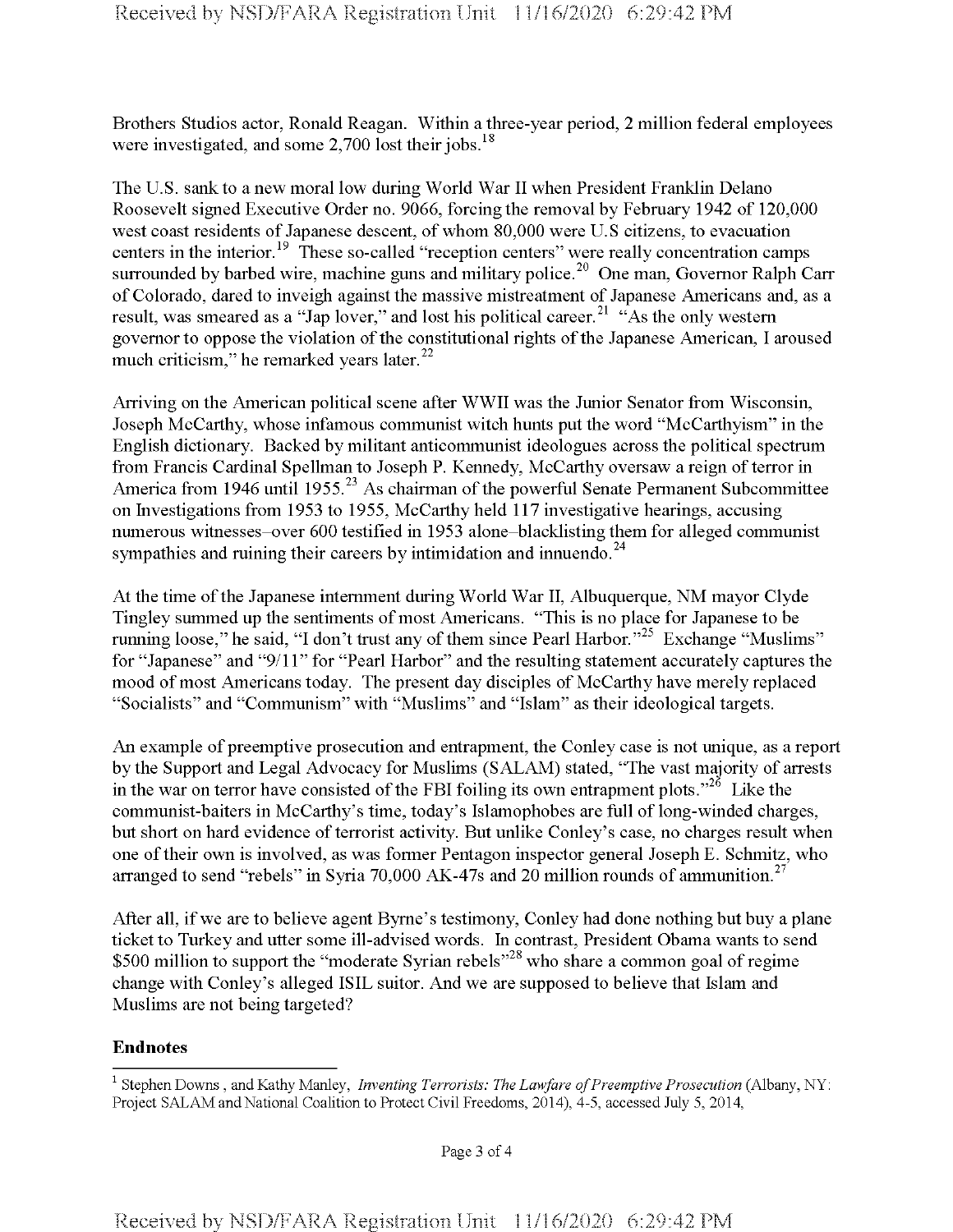Brothers Studios actor, Ronald Reagan. Within a three-year period, 2 million federal employees were investigated, and some 2,700 lost their jobs.[18]

The U.S. sank to a new moral low during World War II when President Franklin Delano Roosevelt signed Executive Order no. 9066, forcing the removal by February 1942 of 120,000 west coast residents of Japanese descent, of whom 80,000 were U.S citizens, to evacuation centers in the interior.[19] These so-called "reception centers" were really concentration camps surrounded by barbed wire, machine guns and military police.[20] One man, Governor Ralph Carr of Colorado, dared to inveigh against the massive mistreatment of Japanese Americans and, as a result, was smeared as a "Jap lover," and lost his political career.[21] "As the only western governor to oppose the violation of the constitutional rights of the Japanese American, I aroused much criticism," he remarked years later.[22]

Arriving on the American political scene after WWII was the Junior Senator from Wisconsin, Joseph McCarthy, whose infamous communist witch hunts put the word "McCarthyism" in the English dictionary. Backed by militant anticommunist ideologues across the political spectrum from Francis Cardinal Spellman to Joseph P. Kennedy, McCarthy oversaw a reign of terror in America from 1946 until 1955.[23] As chairman of the powerful Senate Permanent Subcommittee on Investigations from 1953 to 1955, McCarthy held 117 investigative hearings, accusing numerous witnesses–over 600 testified in 1953 alone–blacklisting them for alleged communist sympathies and ruining their careers by intimidation and innuendo.[24]

At the time of the Japanese internment during World War II, Albuquerque, NM mayor Clyde Tingley summed up the sentiments of most Americans. "This is no place for Japanese to be running loose," he said, "I don't trust any of them since Pearl Harbor."[25] Exchange "Muslims" for "Japanese" and "9/11" for "Pearl Harbor" and the resulting statement accurately captures the mood of most Americans today. The present day disciples of McCarthy have merely replaced "Socialists" and "Communism" with "Muslims" and "Islam" as their ideological targets.

An example of preemptive prosecution and entrapment, the Conley case is not unique, as a report by the Support and Legal Advocacy for Muslims (SALAM) stated, "The vast majority of arrests in the war on terror have consisted of the FBI foiling its own entrapment plots."[26] Like the communist-baiters in McCarthy's time, today's Islamophobes are full of long-winded charges, but short on hard evidence of terrorist activity. But unlike Conley's case, no charges result when one of their own is involved, as was former Pentagon inspector general Joseph E. Schmitz, who arranged to send "rebels" in Syria 70,000 AK-47s and 20 million rounds of ammunition.[27]

After all, if we are to believe agent Byrne's testimony, Conley had done nothing but buy a plane ticket to Turkey and utter some ill-advised words. In contrast, President Obama wants to send \$500 million to support the "moderate Syrian rebels"[28] who share a common goal of regime change with Conley's alleged ISIL suitor. And we are supposed to believe that Islam and Muslims are not being targeted?

**Endnotes**

---

[1] Stephen Downs , and Kathy Manley, *Inventing Terrorists: The Lawfare of Preemptive Prosecution* (Albany, NY: Project SALAM and National Coalition to Protect Civil Freedoms, 2014), 4-5, accessed July 5, 2014,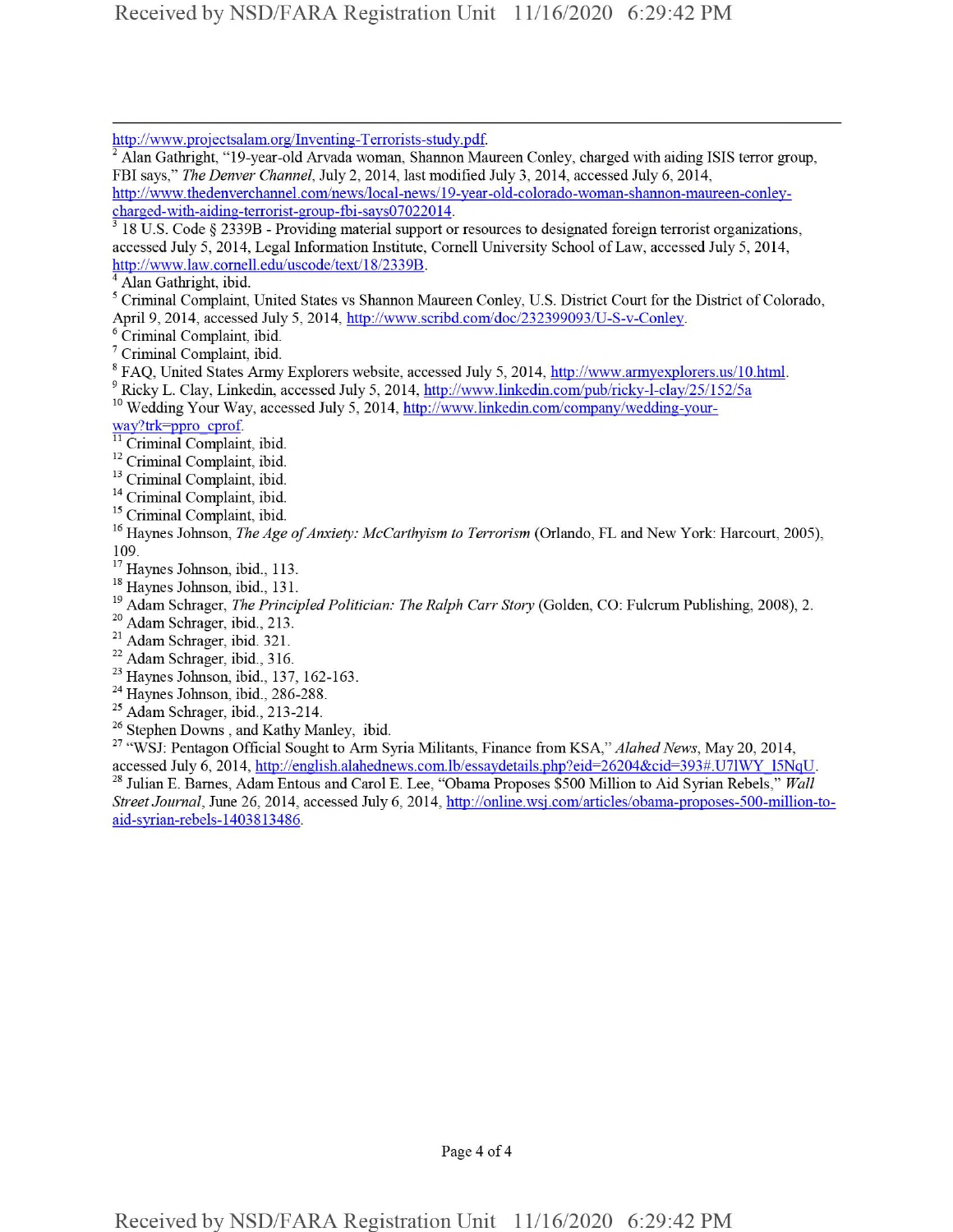http://www.projectsalam.org/Inventing-Terrorists-study.pdf.

[2] Alan Gathright, "19-year-old Arvada woman, Shannon Maureen Conley, charged with aiding ISIS terror group, FBI says," *The Denver Channel*, July 2, 2014, last modified July 3, 2014, accessed July 6, 2014, http://www.thedenverchannel.com/news/local-news/19-year-old-colorado-woman-shannon-maureen-conley-charged-with-aiding-terrorist-group-fbi-says07022014.

[3] 18 U.S. Code § 2339B - Providing material support or resources to designated foreign terrorist organizations, accessed July 5, 2014, Legal Information Institute, Cornell University School of Law, accessed July 5, 2014, http://www.law.cornell.edu/uscode/text/18/2339B.

[4] Alan Gathright, ibid.

[5] Criminal Complaint, United States vs Shannon Maureen Conley, U.S. District Court for the District of Colorado, April 9, 2014, accessed July 5, 2014, http://www.scribd.com/doc/232399093/U-S-v-Conley.

[6] Criminal Complaint, ibid.

[7] Criminal Complaint, ibid.

[8] FAQ, United States Army Explorers website, accessed July 5, 2014, http://www.armyexplorers.us/10.html.

[9] Ricky L. Clay, Linkedin, accessed July 5, 2014, http://www.linkedin.com/pub/ricky-l-clay/25/152/5a

[10] Wedding Your Way, accessed July 5, 2014, http://www.linkedin.com/company/wedding-your-way?trk=ppro_cprof.

[11] Criminal Complaint, ibid.

[12] Criminal Complaint, ibid.

[13] Criminal Complaint, ibid.

[14] Criminal Complaint, ibid.

[15] Criminal Complaint, ibid.

[16] Haynes Johnson, *The Age of Anxiety: McCarthyism to Terrorism* (Orlando, FL and New York: Harcourt, 2005), 109.

[17] Haynes Johnson, ibid., 113.

[18] Haynes Johnson, ibid., 131.

[19] Adam Schrager, *The Principled Politician: The Ralph Carr Story* (Golden, CO: Fulcrum Publishing, 2008), 2.

[20] Adam Schrager, ibid., 213.

[21] Adam Schrager, ibid. 321.

[22] Adam Schrager, ibid., 316.

[23] Haynes Johnson, ibid., 137, 162-163.

[24] Haynes Johnson, ibid., 286-288.

[25] Adam Schrager, ibid., 213-214.

[26] Stephen Downs , and Kathy Manley, ibid.

[27] "WSJ: Pentagon Official Sought to Arm Syria Militants, Finance from KSA," *Alahed News*, May 20, 2014, accessed July 6, 2014, http://english.alahednews.com.lb/essaydetails.php?eid=26204&cid=393#.U7lWY_l5NqU.

[28] Julian E. Barnes, Adam Entous and Carol E. Lee, "Obama Proposes $500 Million to Aid Syrian Rebels," *Wall Street Journal*, June 26, 2014, accessed July 6, 2014, http://online.wsj.com/articles/obama-proposes-500-million-to-aid-syrian-rebels-1403813486.